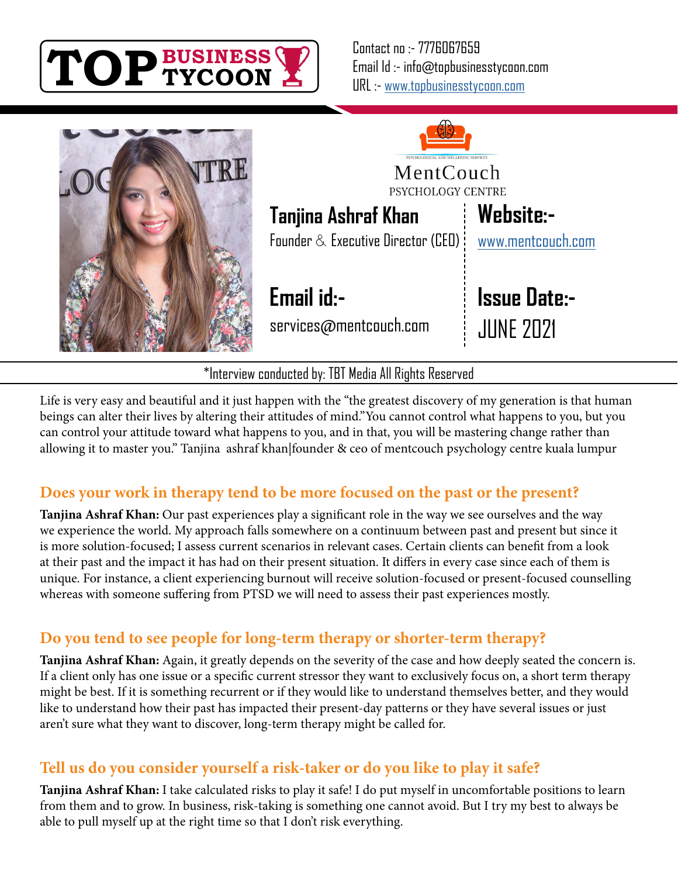**TOP BUSINESS TYCOON**

Contact no :- 7776067659
Email Id :- info@topbusinesstycoon.com
URL :- www.topbusinesstycoon.com

MentCouch
PSYCHOLOGY CENTRE

**Tanjina Ashraf Khan**
Founder & Executive Director (CEO)

**Website:-**
www.mentcouch.com

**Email id:-**
services@mentcouch.com

**Issue Date:-**
JUNE 2021

*Interview conducted by: TBT Media All Rights Reserved

Life is very easy and beautiful and it just happen with the "the greatest discovery of my generation is that human beings can alter their lives by altering their attitudes of mind."You cannot control what happens to you, but you can control your attitude toward what happens to you, and in that, you will be mastering change rather than allowing it to master you." Tanjina ashraf khan|founder & ceo of mentcouch psychology centre kuala lumpur

## Does your work in therapy tend to be more focused on the past or the present?

**Tanjina Ashraf Khan:** Our past experiences play a significant role in the way we see ourselves and the way we experience the world. My approach falls somewhere on a continuum between past and present but since it is more solution-focused; I assess current scenarios in relevant cases. Certain clients can benefit from a look at their past and the impact it has had on their present situation. It differs in every case since each of them is unique. For instance, a client experiencing burnout will receive solution-focused or present-focused counselling whereas with someone suffering from PTSD we will need to assess their past experiences mostly.

## Do you tend to see people for long-term therapy or shorter-term therapy?

**Tanjina Ashraf Khan:** Again, it greatly depends on the severity of the case and how deeply seated the concern is. If a client only has one issue or a specific current stressor they want to exclusively focus on, a short term therapy might be best. If it is something recurrent or if they would like to understand themselves better, and they would like to understand how their past has impacted their present-day patterns or they have several issues or just aren't sure what they want to discover, long-term therapy might be called for.

## Tell us do you consider yourself a risk-taker or do you like to play it safe?

**Tanjina Ashraf Khan:** I take calculated risks to play it safe! I do put myself in uncomfortable positions to learn from them and to grow. In business, risk-taking is something one cannot avoid. But I try my best to always be able to pull myself up at the right time so that I don't risk everything.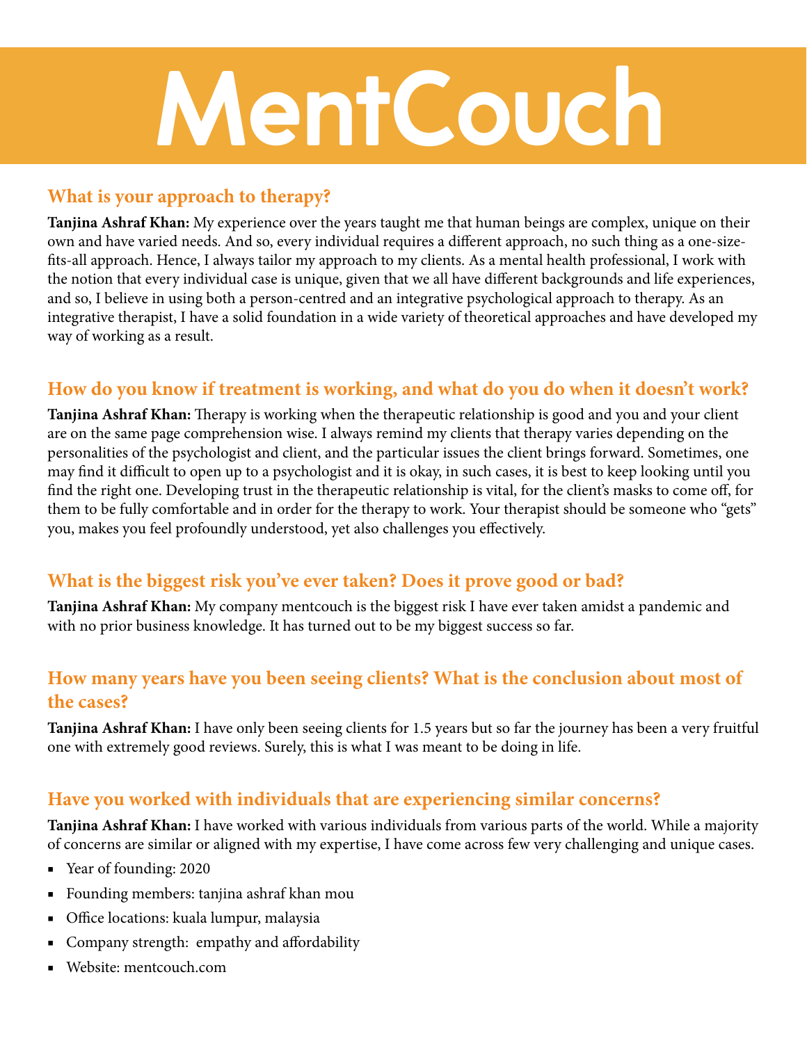# MentCouch

## What is your approach to therapy?

**Tanjina Ashraf Khan:** My experience over the years taught me that human beings are complex, unique on their own and have varied needs. And so, every individual requires a different approach, no such thing as a one-size-fits-all approach. Hence, I always tailor my approach to my clients. As a mental health professional, I work with the notion that every individual case is unique, given that we all have different backgrounds and life experiences, and so, I believe in using both a person-centred and an integrative psychological approach to therapy. As an integrative therapist, I have a solid foundation in a wide variety of theoretical approaches and have developed my way of working as a result.

## How do you know if treatment is working, and what do you do when it doesn't work?

**Tanjina Ashraf Khan:** Therapy is working when the therapeutic relationship is good and you and your client are on the same page comprehension wise. I always remind my clients that therapy varies depending on the personalities of the psychologist and client, and the particular issues the client brings forward. Sometimes, one may find it difficult to open up to a psychologist and it is okay, in such cases, it is best to keep looking until you find the right one. Developing trust in the therapeutic relationship is vital, for the client's masks to come off, for them to be fully comfortable and in order for the therapy to work. Your therapist should be someone who "gets" you, makes you feel profoundly understood, yet also challenges you effectively.

## What is the biggest risk you've ever taken? Does it prove good or bad?

**Tanjina Ashraf Khan:** My company mentcouch is the biggest risk I have ever taken amidst a pandemic and with no prior business knowledge. It has turned out to be my biggest success so far.

## How many years have you been seeing clients? What is the conclusion about most of the cases?

**Tanjina Ashraf Khan:** I have only been seeing clients for 1.5 years but so far the journey has been a very fruitful one with extremely good reviews. Surely, this is what I was meant to be doing in life.

## Have you worked with individuals that are experiencing similar concerns?

**Tanjina Ashraf Khan:** I have worked with various individuals from various parts of the world. While a majority of concerns are similar or aligned with my expertise, I have come across few very challenging and unique cases.

- Year of founding: 2020
- Founding members: tanjina ashraf khan mou
- Office locations: kuala lumpur, malaysia
- Company strength: empathy and affordability
- Website: mentcouch.com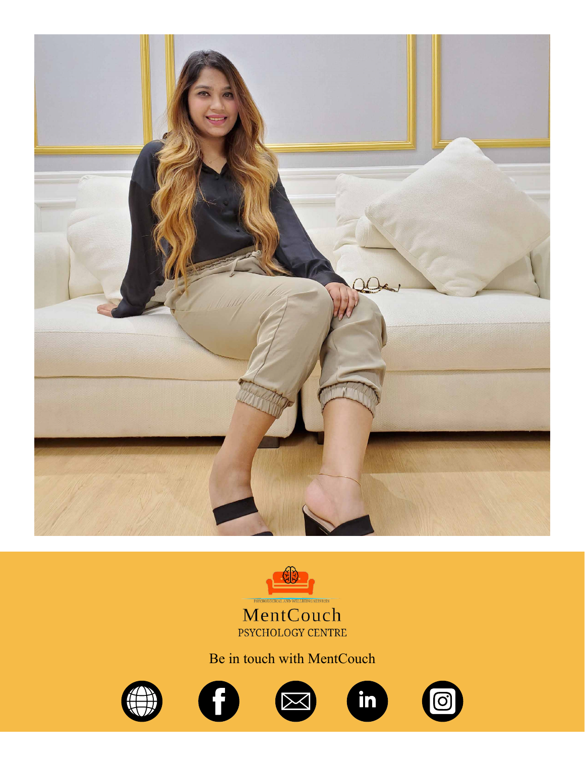PSYCHOLOGICAL AND WELLBEING SERVICES

MentCouch

PSYCHOLOGY CENTRE

Be in touch with MentCouch